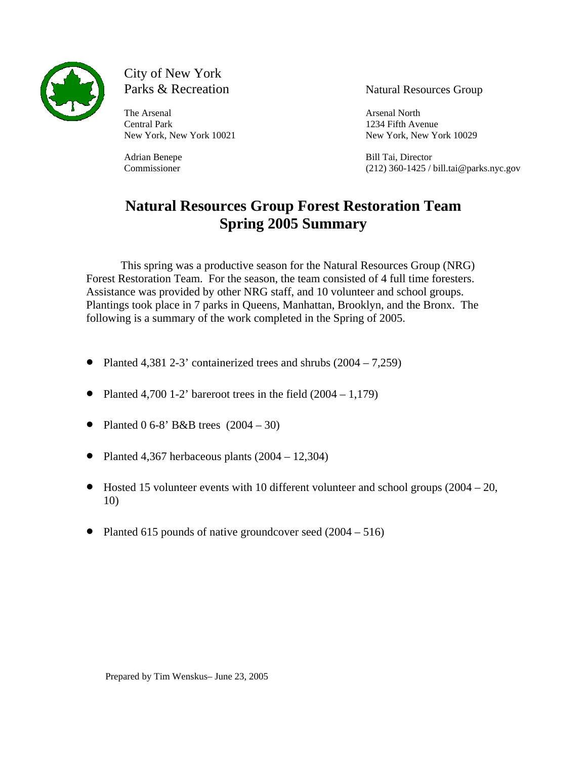City of New York
Parks & Recreation

The Arsenal
Central Park
New York, New York 10021

Adrian Benepe
Commissioner

Natural Resources Group

Arsenal North
1234 Fifth Avenue
New York, New York 10029

Bill Tai, Director
(212) 360-1425 / bill.tai@parks.nyc.gov

# Natural Resources Group Forest Restoration Team Spring 2005 Summary

This spring was a productive season for the Natural Resources Group (NRG) Forest Restoration Team. For the season, the team consisted of 4 full time foresters. Assistance was provided by other NRG staff, and 10 volunteer and school groups. Plantings took place in 7 parks in Queens, Manhattan, Brooklyn, and the Bronx. The following is a summary of the work completed in the Spring of 2005.

- Planted 4,381 2-3' containerized trees and shrubs (2004 – 7,259)
- Planted 4,700 1-2' bareroot trees in the field (2004 – 1,179)
- Planted 0 6-8' B&B trees (2004 – 30)
- Planted 4,367 herbaceous plants (2004 – 12,304)
- Hosted 15 volunteer events with 10 different volunteer and school groups (2004 – 20, 10)
- Planted 615 pounds of native groundcover seed (2004 – 516)

Prepared by Tim Wenskus– June 23, 2005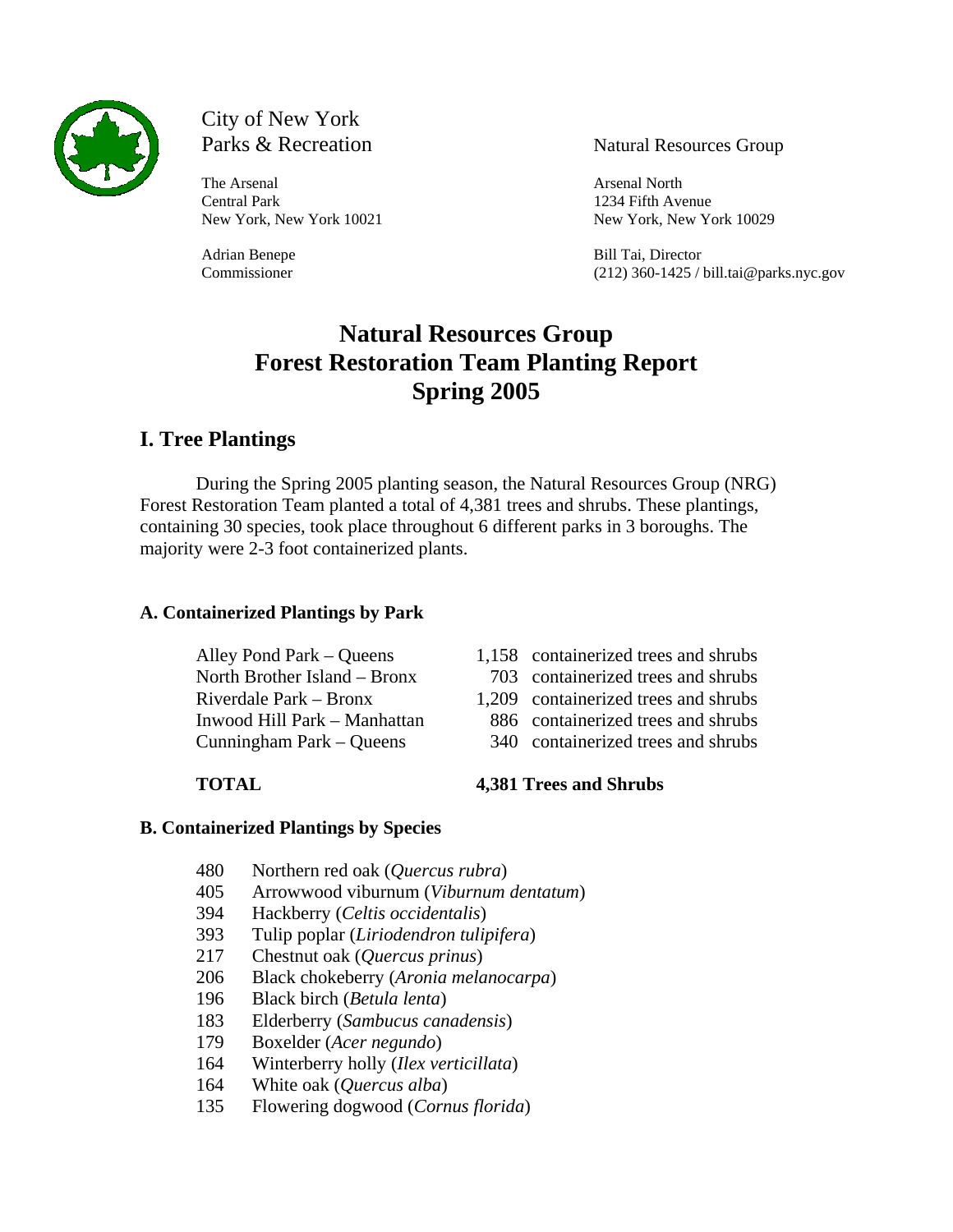City of New York
Parks & Recreation

The Arsenal
Central Park
New York, New York 10021

Adrian Benepe
Commissioner

Natural Resources Group

Arsenal North
1234 Fifth Avenue
New York, New York 10029

Bill Tai, Director
(212) 360-1425 / bill.tai@parks.nyc.gov

# Natural Resources Group
# Forest Restoration Team Planting Report
# Spring 2005

## I. Tree Plantings

During the Spring 2005 planting season, the Natural Resources Group (NRG) Forest Restoration Team planted a total of 4,381 trees and shrubs. These plantings, containing 30 species, took place throughout 6 different parks in 3 boroughs. The majority were 2-3 foot containerized plants.

### A. Containerized Plantings by Park

| Park | Plantings |
|---|---|
| Alley Pond Park – Queens | 1,158 containerized trees and shrubs |
| North Brother Island – Bronx | 703 containerized trees and shrubs |
| Riverdale Park – Bronx | 1,209 containerized trees and shrubs |
| Inwood Hill Park – Manhattan | 886 containerized trees and shrubs |
| Cunningham Park – Queens | 340 containerized trees and shrubs |
| **TOTAL** | **4,381 Trees and Shrubs** |

### B. Containerized Plantings by Species

| Count | Species |
|---|---|
| 480 | Northern red oak (*Quercus rubra*) |
| 405 | Arrowwood viburnum (*Viburnum dentatum*) |
| 394 | Hackberry (*Celtis occidentalis*) |
| 393 | Tulip poplar (*Liriodendron tulipifera*) |
| 217 | Chestnut oak (*Quercus prinus*) |
| 206 | Black chokeberry (*Aronia melanocarpa*) |
| 196 | Black birch (*Betula lenta*) |
| 183 | Elderberry (*Sambucus canadensis*) |
| 179 | Boxelder (*Acer negundo*) |
| 164 | Winterberry holly (*Ilex verticillata*) |
| 164 | White oak (*Quercus alba*) |
| 135 | Flowering dogwood (*Cornus florida*) |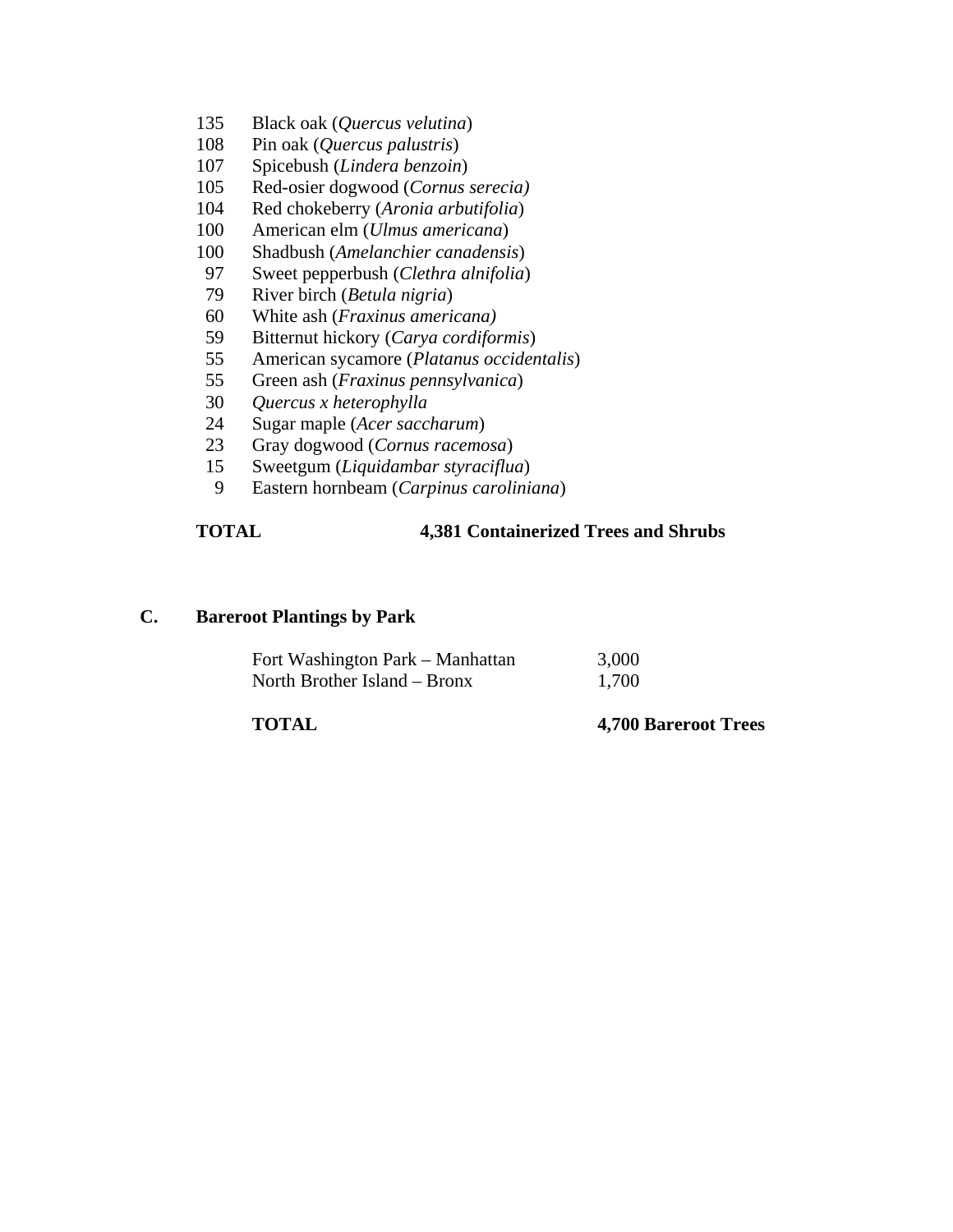| | |
|---|---|
| 135 | Black oak (*Quercus velutina*) |
| 108 | Pin oak (*Quercus palustris*) |
| 107 | Spicebush (*Lindera benzoin*) |
| 105 | Red-osier dogwood (*Cornus serecia)* |
| 104 | Red chokeberry (*Aronia arbutifolia*) |
| 100 | American elm (*Ulmus americana*) |
| 100 | Shadbush (*Amelanchier canadensis*) |
| 97 | Sweet pepperbush (*Clethra alnifolia*) |
| 79 | River birch (*Betula nigria*) |
| 60 | White ash (*Fraxinus americana)* |
| 59 | Bitternut hickory (*Carya cordiformis*) |
| 55 | American sycamore (*Platanus occidentalis*) |
| 55 | Green ash (*Fraxinus pennsylvanica*) |
| 30 | *Quercus x heterophylla* |
| 24 | Sugar maple (*Acer saccharum*) |
| 23 | Gray dogwood (*Cornus racemosa*) |
| 15 | Sweetgum (*Liquidambar styraciflua*) |
| 9 | Eastern hornbeam (*Carpinus caroliniana*) |

**TOTAL** **4,381 Containerized Trees and Shrubs**

## C. Bareroot Plantings by Park

| | |
|---|---|
| Fort Washington Park – Manhattan | 3,000 |
| North Brother Island – Bronx | 1,700 |
| **TOTAL** | **4,700 Bareroot Trees** |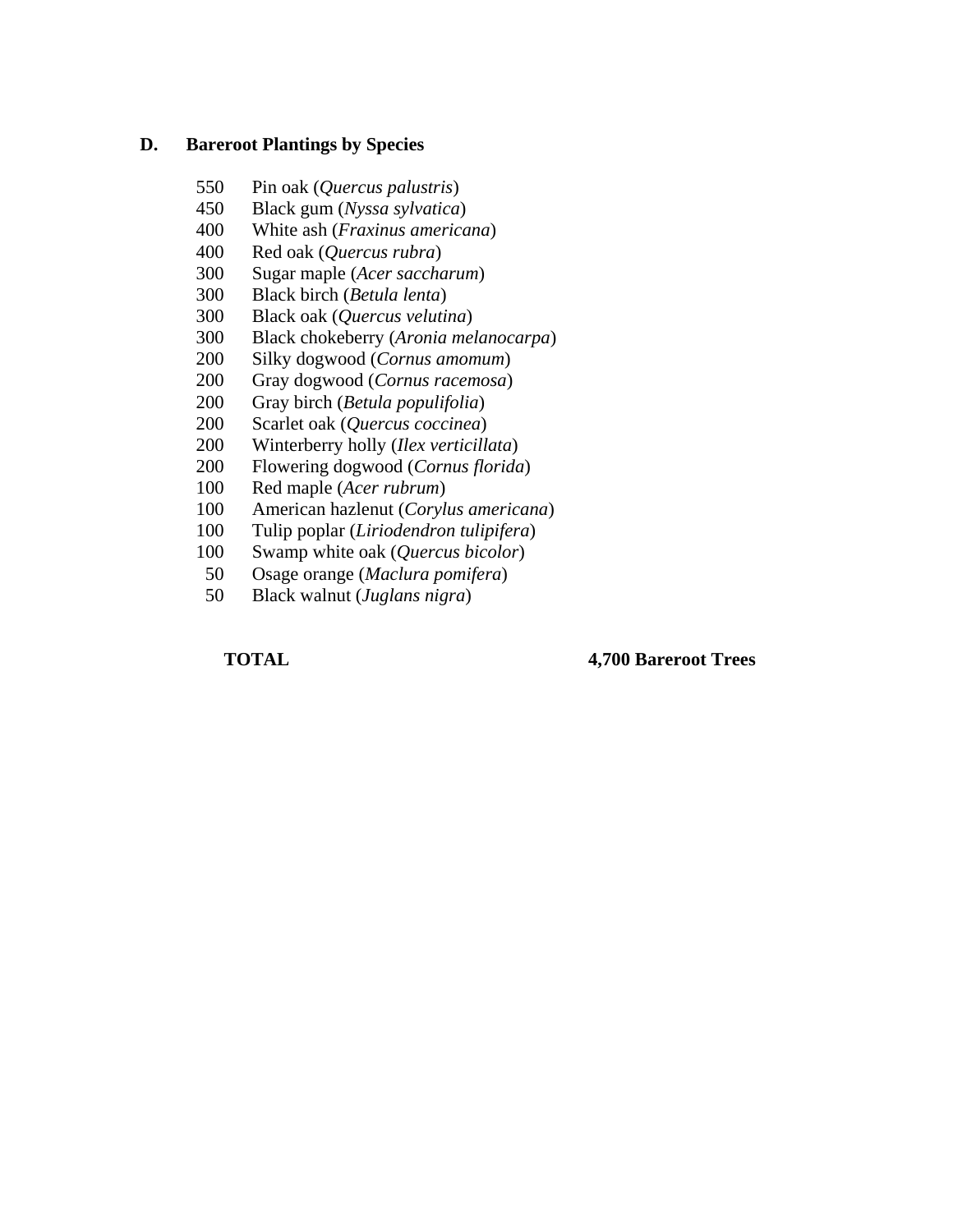### D. Bareroot Plantings by Species

| | |
|---|---|
| 550 | Pin oak (*Quercus palustris*) |
| 450 | Black gum (*Nyssa sylvatica*) |
| 400 | White ash (*Fraxinus americana*) |
| 400 | Red oak (*Quercus rubra*) |
| 300 | Sugar maple (*Acer saccharum*) |
| 300 | Black birch (*Betula lenta*) |
| 300 | Black oak (*Quercus velutina*) |
| 300 | Black chokeberry (*Aronia melanocarpa*) |
| 200 | Silky dogwood (*Cornus amomum*) |
| 200 | Gray dogwood (*Cornus racemosa*) |
| 200 | Gray birch (*Betula populifolia*) |
| 200 | Scarlet oak (*Quercus coccinea*) |
| 200 | Winterberry holly (*Ilex verticillata*) |
| 200 | Flowering dogwood (*Cornus florida*) |
| 100 | Red maple (*Acer rubrum*) |
| 100 | American hazlenut (*Corylus americana*) |
| 100 | Tulip poplar (*Liriodendron tulipifera*) |
| 100 | Swamp white oak (*Quercus bicolor*) |
| 50 | Osage orange (*Maclura pomifera*) |
| 50 | Black walnut (*Juglans nigra*) |

**TOTAL** **4,700 Bareroot Trees**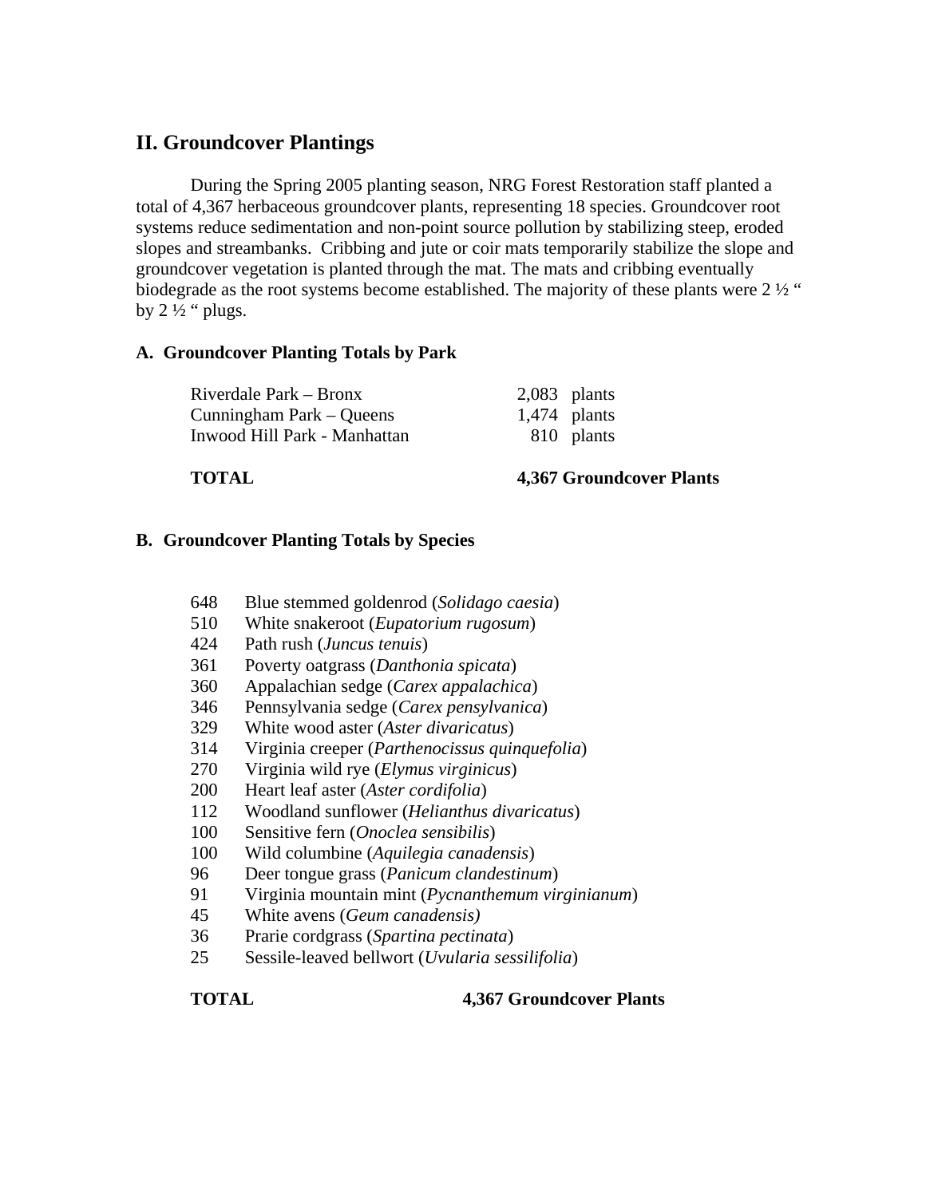## II. Groundcover Plantings

During the Spring 2005 planting season, NRG Forest Restoration staff planted a total of 4,367 herbaceous groundcover plants, representing 18 species. Groundcover root systems reduce sedimentation and non-point source pollution by stabilizing steep, eroded slopes and streambanks. Cribbing and jute or coir mats temporarily stabilize the slope and groundcover vegetation is planted through the mat. The mats and cribbing eventually biodegrade as the root systems become established. The majority of these plants were 2 ½ " by 2 ½ " plugs.

### A. Groundcover Planting Totals by Park

| | |
|---|---|
| Riverdale Park – Bronx | 2,083 plants |
| Cunningham Park – Queens | 1,474 plants |
| Inwood Hill Park - Manhattan | 810 plants |
| **TOTAL** | **4,367 Groundcover Plants** |

### B. Groundcover Planting Totals by Species

| | |
|---|---|
| 648 | Blue stemmed goldenrod (*Solidago caesia*) |
| 510 | White snakeroot (*Eupatorium rugosum*) |
| 424 | Path rush (*Juncus tenuis*) |
| 361 | Poverty oatgrass (*Danthonia spicata*) |
| 360 | Appalachian sedge (*Carex appalachica*) |
| 346 | Pennsylvania sedge (*Carex pensylvanica*) |
| 329 | White wood aster (*Aster divaricatus*) |
| 314 | Virginia creeper (*Parthenocissus quinquefolia*) |
| 270 | Virginia wild rye (*Elymus virginicus*) |
| 200 | Heart leaf aster (*Aster cordifolia*) |
| 112 | Woodland sunflower (*Helianthus divaricatus*) |
| 100 | Sensitive fern (*Onoclea sensibilis*) |
| 100 | Wild columbine (*Aquilegia canadensis*) |
| 96 | Deer tongue grass (*Panicum clandestinum*) |
| 91 | Virginia mountain mint (*Pycnanthemum virginianum*) |
| 45 | White avens (*Geum canadensis)* |
| 36 | Prarie cordgrass (*Spartina pectinata*) |
| 25 | Sessile-leaved bellwort (*Uvularia sessilifolia*) |

**TOTAL** **4,367 Groundcover Plants**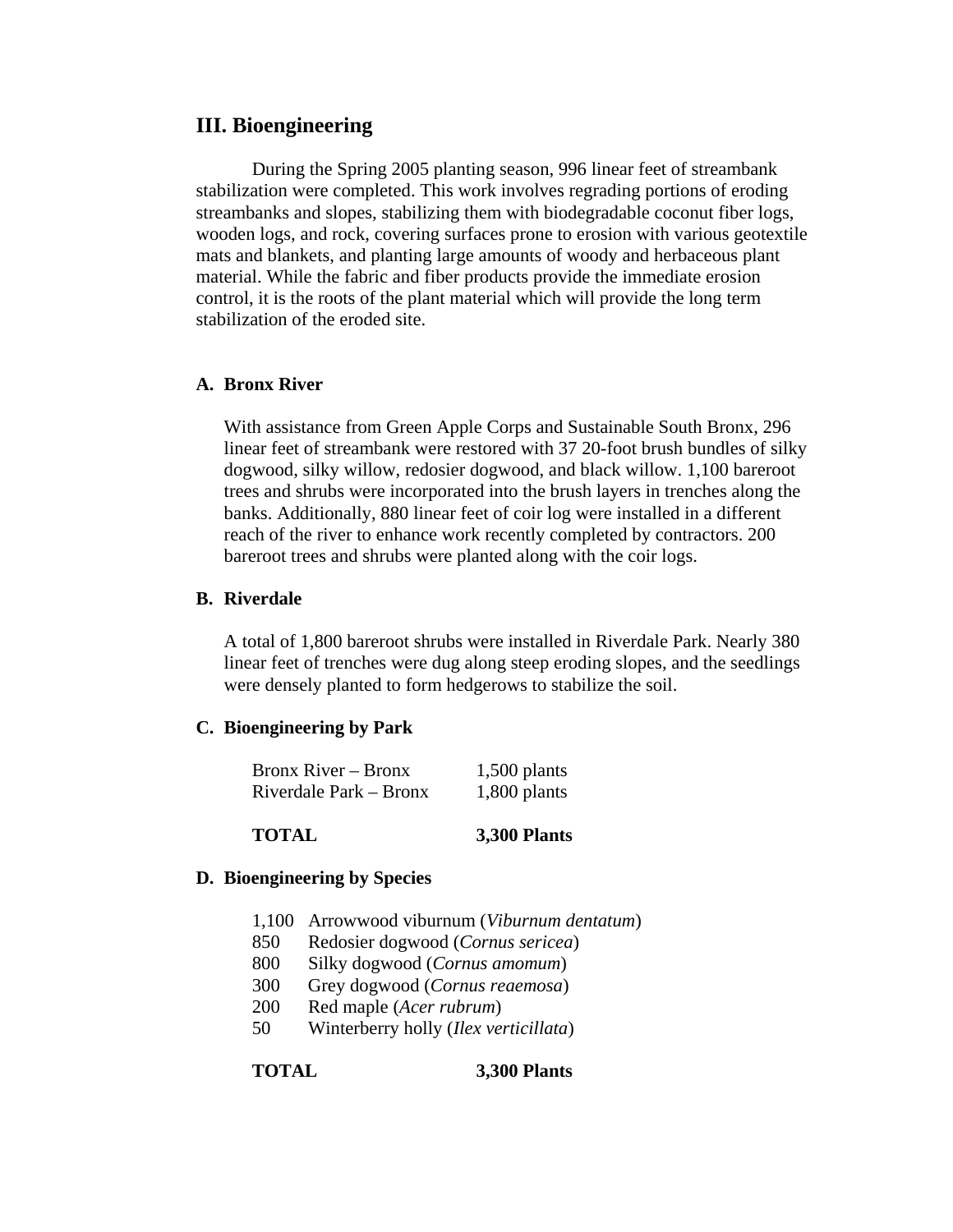## III. Bioengineering

During the Spring 2005 planting season, 996 linear feet of streambank stabilization were completed. This work involves regrading portions of eroding streambanks and slopes, stabilizing them with biodegradable coconut fiber logs, wooden logs, and rock, covering surfaces prone to erosion with various geotextile mats and blankets, and planting large amounts of woody and herbaceous plant material. While the fabric and fiber products provide the immediate erosion control, it is the roots of the plant material which will provide the long term stabilization of the eroded site.

### A. Bronx River

With assistance from Green Apple Corps and Sustainable South Bronx, 296 linear feet of streambank were restored with 37 20-foot brush bundles of silky dogwood, silky willow, redosier dogwood, and black willow. 1,100 bareroot trees and shrubs were incorporated into the brush layers in trenches along the banks. Additionally, 880 linear feet of coir log were installed in a different reach of the river to enhance work recently completed by contractors. 200 bareroot trees and shrubs were planted along with the coir logs.

### B. Riverdale

A total of 1,800 bareroot shrubs were installed in Riverdale Park. Nearly 380 linear feet of trenches were dug along steep eroding slopes, and the seedlings were densely planted to form hedgerows to stabilize the soil.

### C. Bioengineering by Park

| | |
|---|---|
| Bronx River – Bronx | 1,500 plants |
| Riverdale Park – Bronx | 1,800 plants |
| **TOTAL** | **3,300 Plants** |

### D. Bioengineering by Species

| | |
|---|---|
| 1,100 | Arrowwood viburnum (*Viburnum dentatum*) |
| 850 | Redosier dogwood (*Cornus sericea*) |
| 800 | Silky dogwood (*Cornus amomum*) |
| 300 | Grey dogwood (*Cornus reaemosa*) |
| 200 | Red maple (*Acer rubrum*) |
| 50 | Winterberry holly (*Ilex verticillata*) |
| **TOTAL** | **3,300 Plants** |